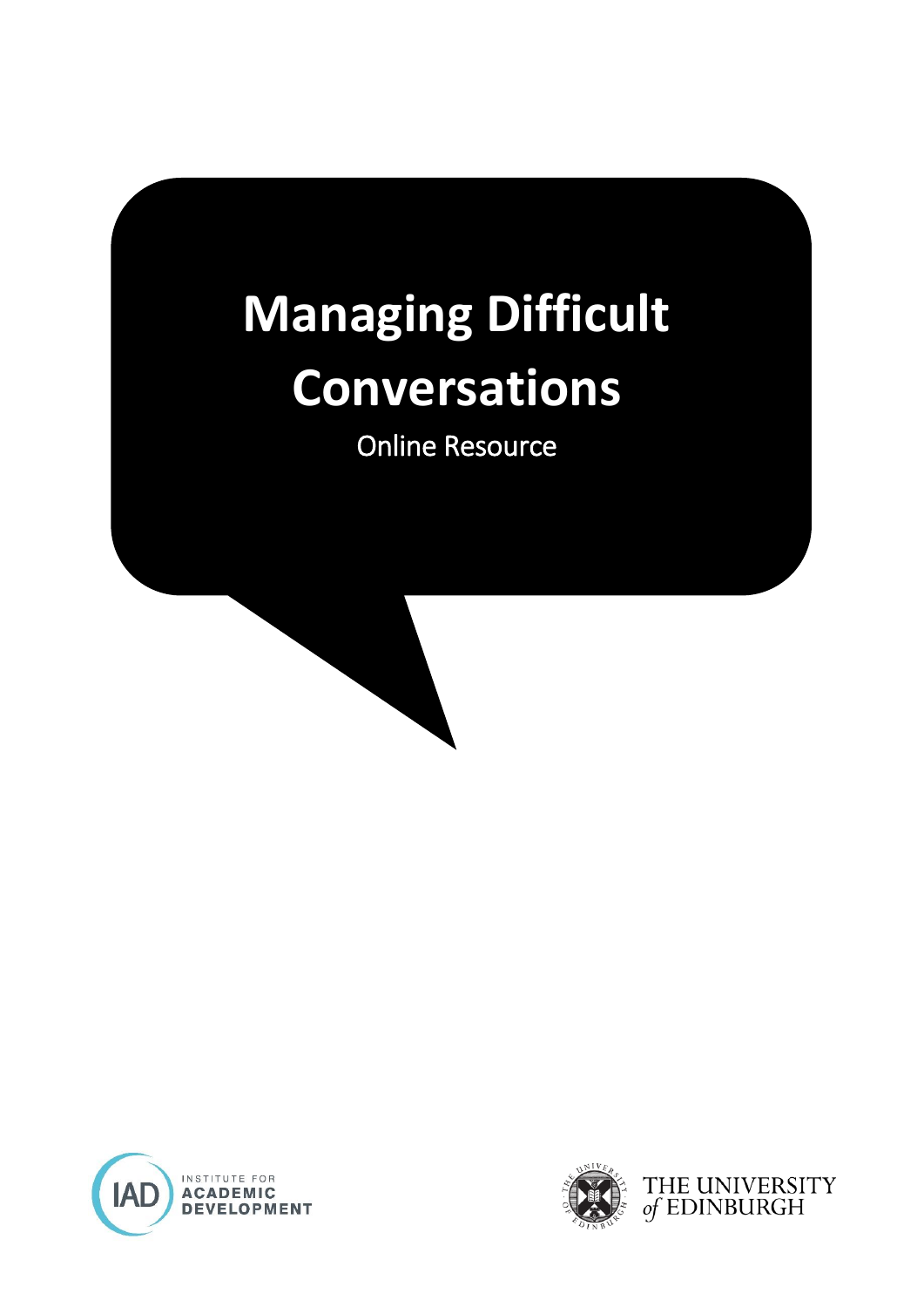# Managing Difficult Conversations

Online Resource

INSTITUTE FOR ACADEMIC DEVELOPMENT

THE UNIVERSITY of EDINBURGH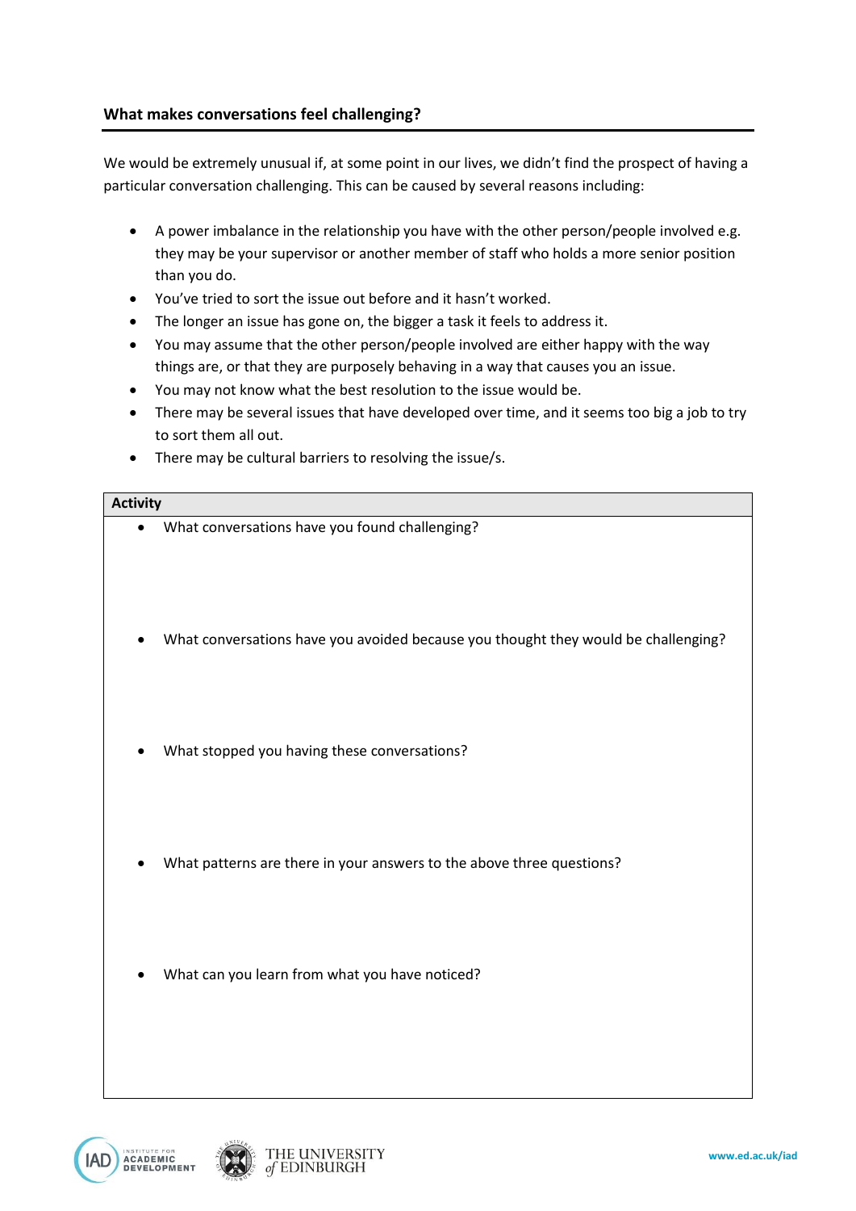## What makes conversations feel challenging?

We would be extremely unusual if, at some point in our lives, we didn't find the prospect of having a particular conversation challenging. This can be caused by several reasons including:

- A power imbalance in the relationship you have with the other person/people involved e.g. they may be your supervisor or another member of staff who holds a more senior position than you do.
- You've tried to sort the issue out before and it hasn't worked.
- The longer an issue has gone on, the bigger a task it feels to address it.
- You may assume that the other person/people involved are either happy with the way things are, or that they are purposely behaving in a way that causes you an issue.
- You may not know what the best resolution to the issue would be.
- There may be several issues that have developed over time, and it seems too big a job to try to sort them all out.
- There may be cultural barriers to resolving the issue/s.

| **Activity** |
| --- |
| • What conversations have you found challenging? |
| • What conversations have you avoided because you thought they would be challenging? |
| • What stopped you having these conversations? |
| • What patterns are there in your answers to the above three questions? |
| • What can you learn from what you have noticed? |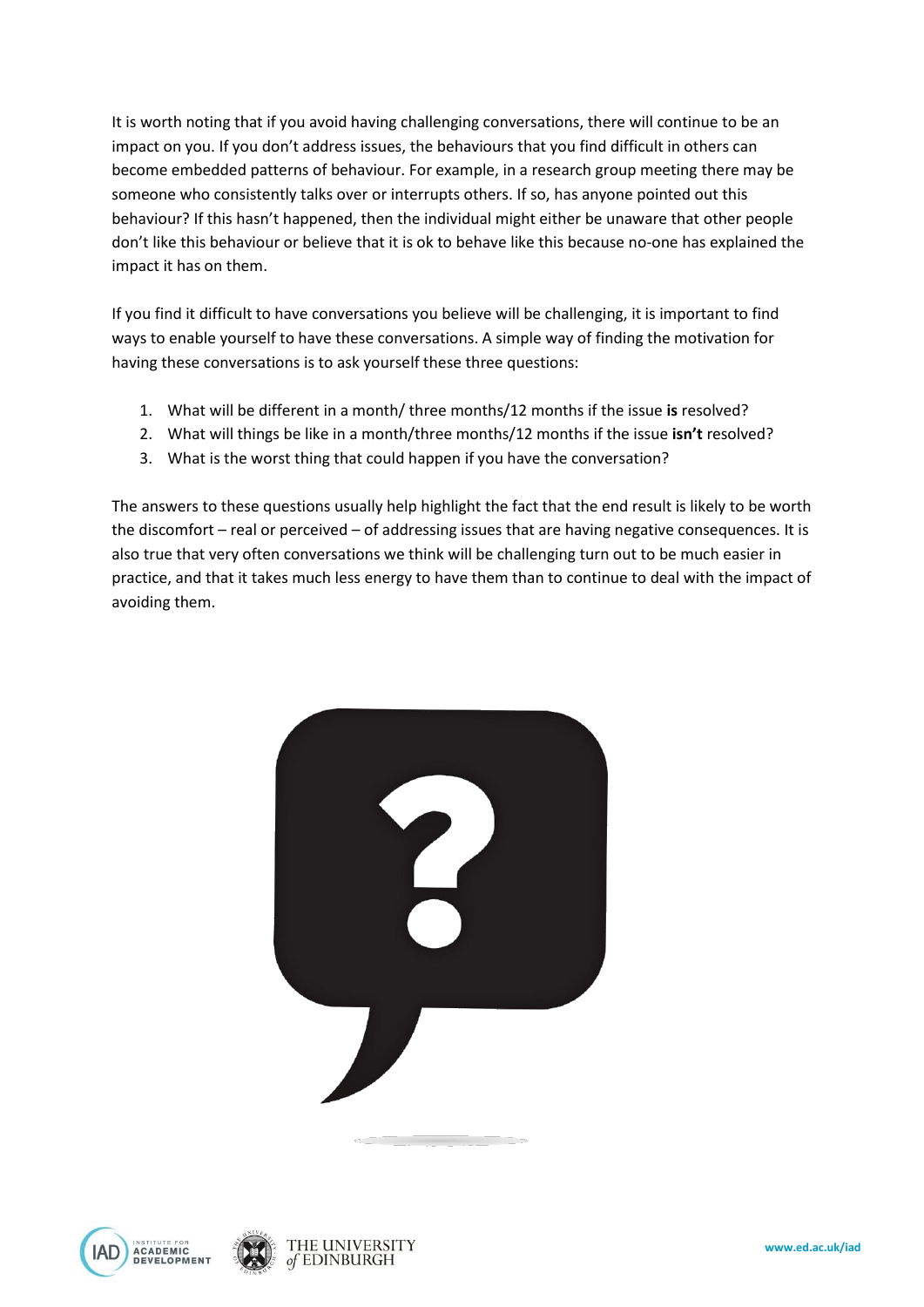It is worth noting that if you avoid having challenging conversations, there will continue to be an impact on you. If you don't address issues, the behaviours that you find difficult in others can become embedded patterns of behaviour. For example, in a research group meeting there may be someone who consistently talks over or interrupts others. If so, has anyone pointed out this behaviour? If this hasn't happened, then the individual might either be unaware that other people don't like this behaviour or believe that it is ok to behave like this because no-one has explained the impact it has on them.

If you find it difficult to have conversations you believe will be challenging, it is important to find ways to enable yourself to have these conversations. A simple way of finding the motivation for having these conversations is to ask yourself these three questions:

1. What will be different in a month/ three months/12 months if the issue **is** resolved?
2. What will things be like in a month/three months/12 months if the issue **isn't** resolved?
3. What is the worst thing that could happen if you have the conversation?

The answers to these questions usually help highlight the fact that the end result is likely to be worth the discomfort – real or perceived – of addressing issues that are having negative consequences. It is also true that very often conversations we think will be challenging turn out to be much easier in practice, and that it takes much less energy to have them than to continue to deal with the impact of avoiding them.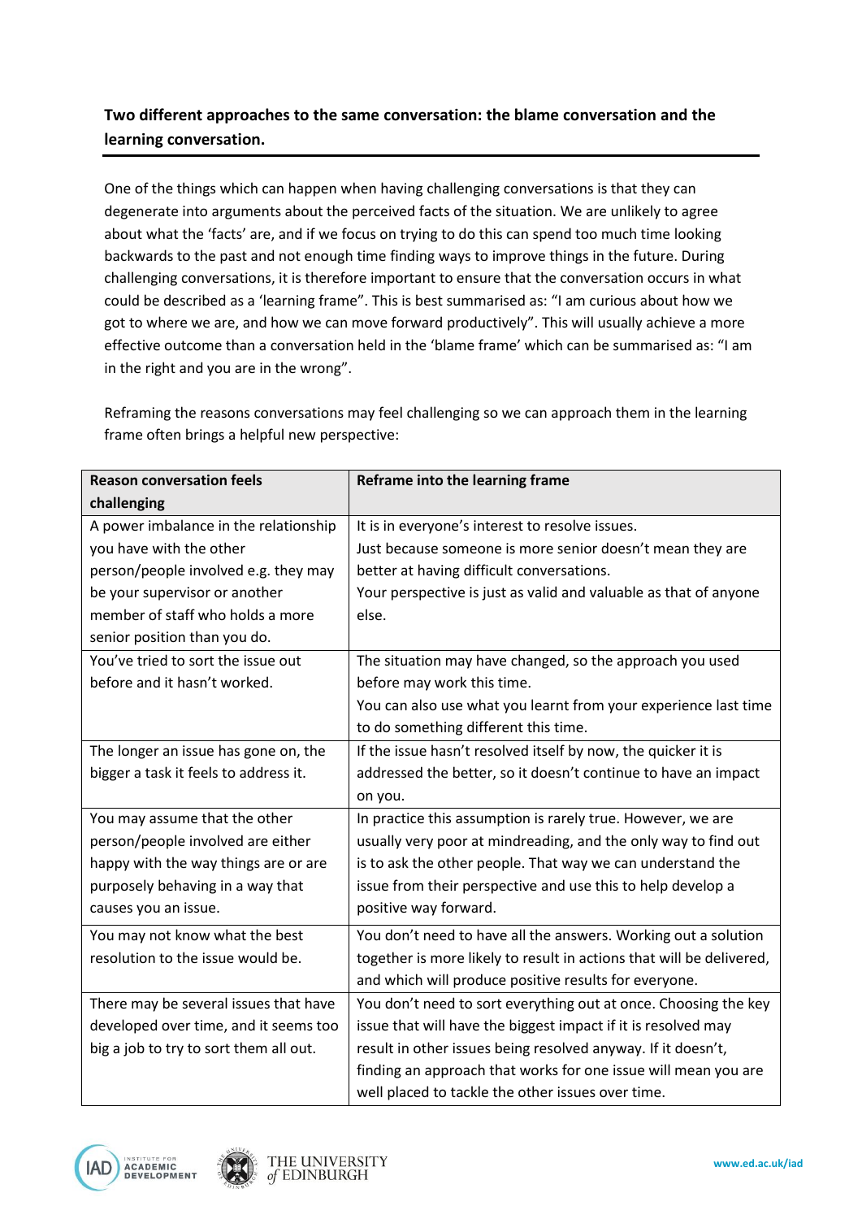**Two different approaches to the same conversation: the blame conversation and the learning conversation.**

One of the things which can happen when having challenging conversations is that they can degenerate into arguments about the perceived facts of the situation. We are unlikely to agree about what the 'facts' are, and if we focus on trying to do this can spend too much time looking backwards to the past and not enough time finding ways to improve things in the future. During challenging conversations, it is therefore important to ensure that the conversation occurs in what could be described as a 'learning frame". This is best summarised as: "I am curious about how we got to where we are, and how we can move forward productively". This will usually achieve a more effective outcome than a conversation held in the 'blame frame' which can be summarised as: "I am in the right and you are in the wrong".

Reframing the reasons conversations may feel challenging so we can approach them in the learning frame often brings a helpful new perspective:

| Reason conversation feels challenging | Reframe into the learning frame |
|---|---|
| A power imbalance in the relationship you have with the other person/people involved e.g. they may be your supervisor or another member of staff who holds a more senior position than you do. | It is in everyone's interest to resolve issues. Just because someone is more senior doesn't mean they are better at having difficult conversations. Your perspective is just as valid and valuable as that of anyone else. |
| You've tried to sort the issue out before and it hasn't worked. | The situation may have changed, so the approach you used before may work this time. You can also use what you learnt from your experience last time to do something different this time. |
| The longer an issue has gone on, the bigger a task it feels to address it. | If the issue hasn't resolved itself by now, the quicker it is addressed the better, so it doesn't continue to have an impact on you. |
| You may assume that the other person/people involved are either happy with the way things are or are purposely behaving in a way that causes you an issue. | In practice this assumption is rarely true. However, we are usually very poor at mindreading, and the only way to find out is to ask the other people. That way we can understand the issue from their perspective and use this to help develop a positive way forward. |
| You may not know what the best resolution to the issue would be. | You don't need to have all the answers. Working out a solution together is more likely to result in actions that will be delivered, and which will produce positive results for everyone. |
| There may be several issues that have developed over time, and it seems too big a job to try to sort them all out. | You don't need to sort everything out at once. Choosing the key issue that will have the biggest impact if it is resolved may result in other issues being resolved anyway. If it doesn't, finding an approach that works for one issue will mean you are well placed to tackle the other issues over time. |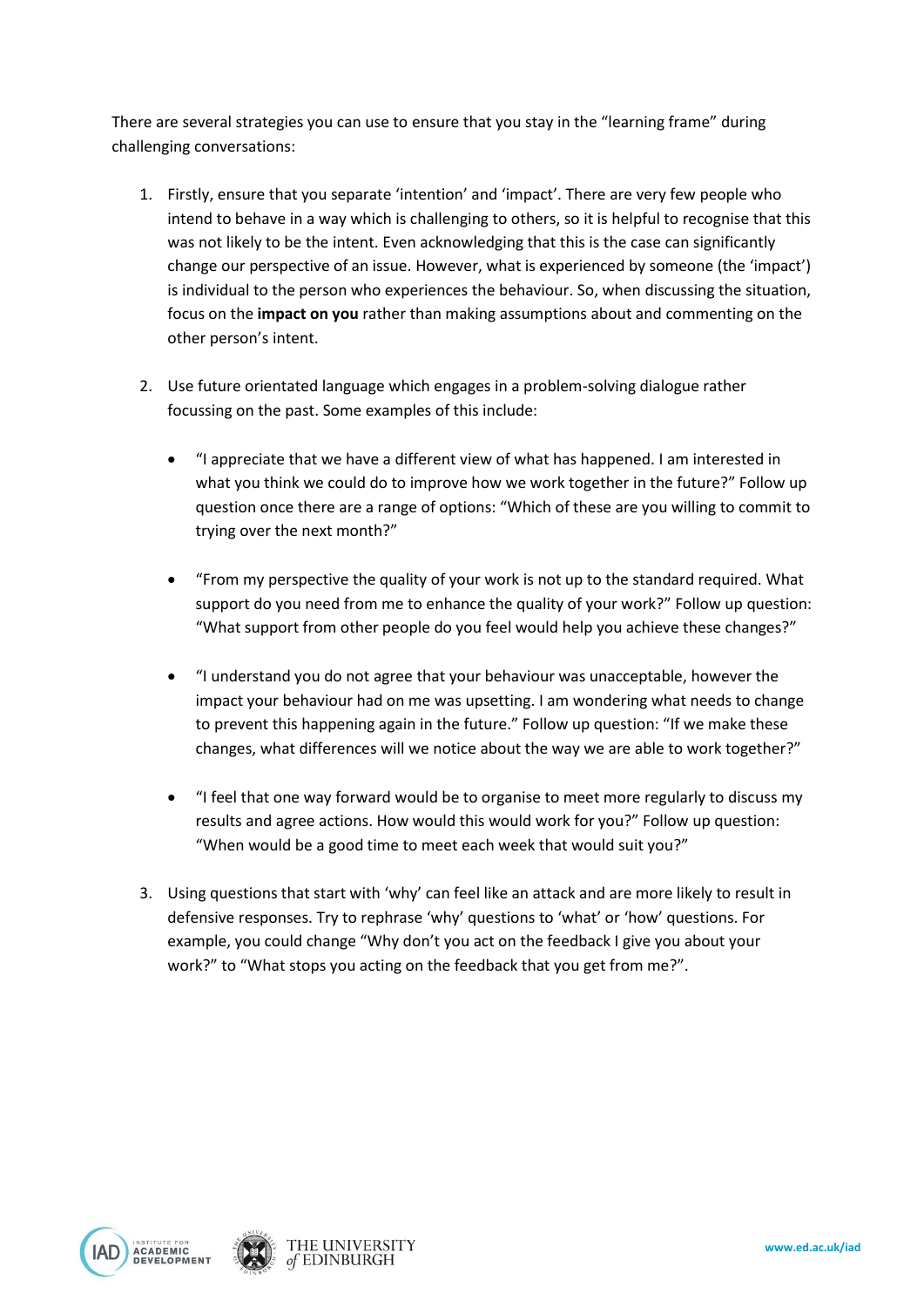There are several strategies you can use to ensure that you stay in the "learning frame" during challenging conversations:

1. Firstly, ensure that you separate 'intention' and 'impact'. There are very few people who intend to behave in a way which is challenging to others, so it is helpful to recognise that this was not likely to be the intent. Even acknowledging that this is the case can significantly change our perspective of an issue. However, what is experienced by someone (the 'impact') is individual to the person who experiences the behaviour. So, when discussing the situation, focus on the **impact on you** rather than making assumptions about and commenting on the other person's intent.

2. Use future orientated language which engages in a problem-solving dialogue rather focussing on the past. Some examples of this include:

   - "I appreciate that we have a different view of what has happened. I am interested in what you think we could do to improve how we work together in the future?" Follow up question once there are a range of options: "Which of these are you willing to commit to trying over the next month?"

   - "From my perspective the quality of your work is not up to the standard required. What support do you need from me to enhance the quality of your work?" Follow up question: "What support from other people do you feel would help you achieve these changes?"

   - "I understand you do not agree that your behaviour was unacceptable, however the impact your behaviour had on me was upsetting. I am wondering what needs to change to prevent this happening again in the future." Follow up question: "If we make these changes, what differences will we notice about the way we are able to work together?"

   - "I feel that one way forward would be to organise to meet more regularly to discuss my results and agree actions. How would this would work for you?" Follow up question: "When would be a good time to meet each week that would suit you?"

3. Using questions that start with 'why' can feel like an attack and are more likely to result in defensive responses. Try to rephrase 'why' questions to 'what' or 'how' questions. For example, you could change "Why don't you act on the feedback I give you about your work?" to "What stops you acting on the feedback that you get from me?".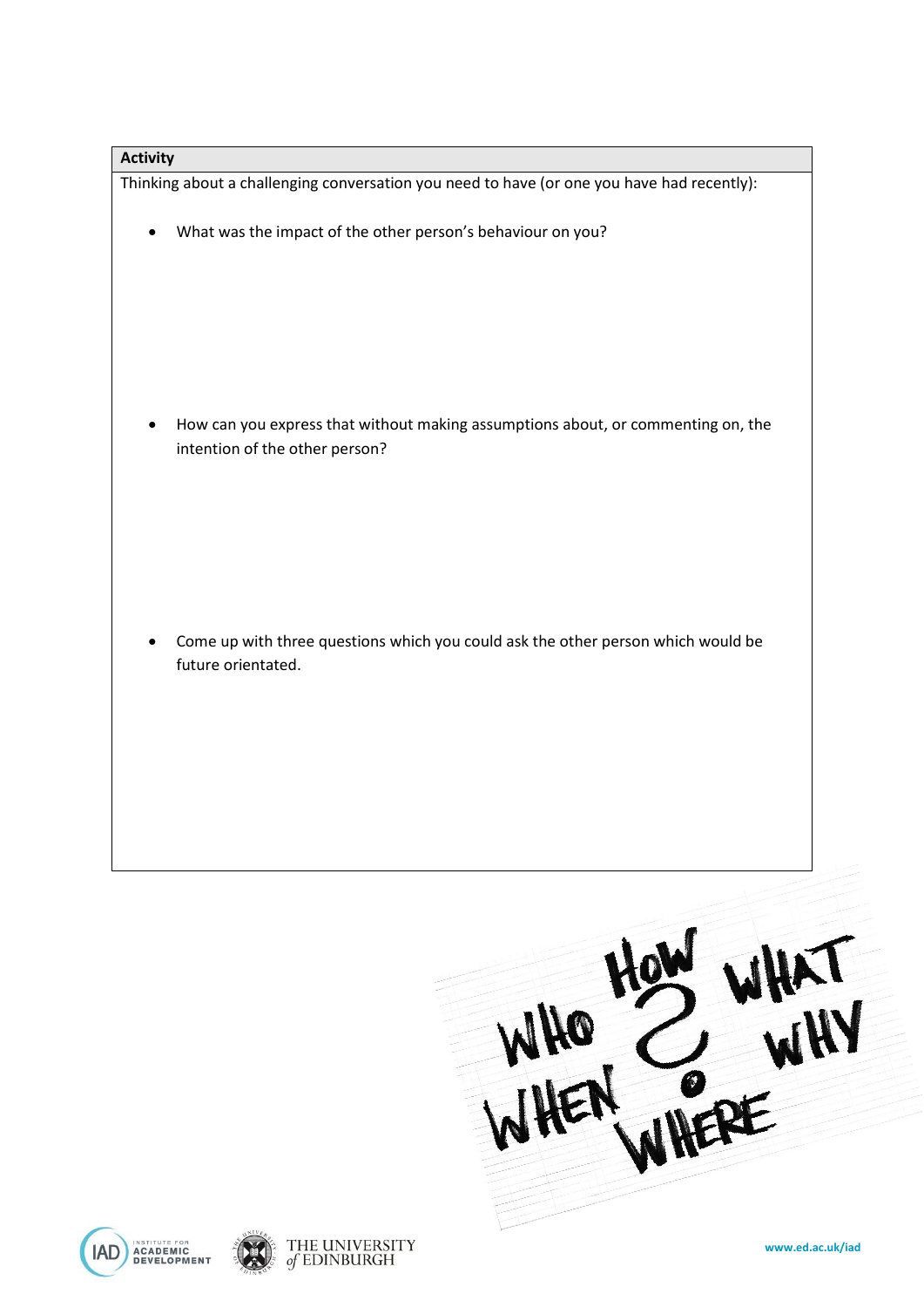**Activity**

Thinking about a challenging conversation you need to have (or one you have had recently):

- What was the impact of the other person's behaviour on you?

- How can you express that without making assumptions about, or commenting on, the intention of the other person?

- Come up with three questions which you could ask the other person which would be future orientated.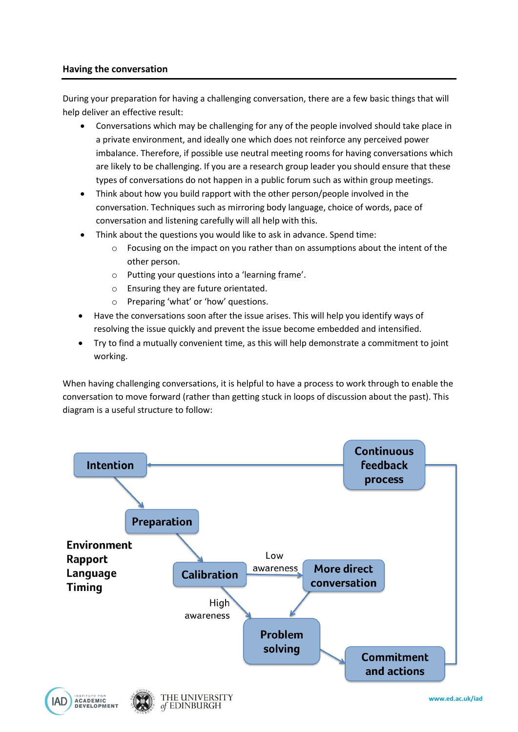## Having the conversation

During your preparation for having a challenging conversation, there are a few basic things that will help deliver an effective result:

- Conversations which may be challenging for any of the people involved should take place in a private environment, and ideally one which does not reinforce any perceived power imbalance. Therefore, if possible use neutral meeting rooms for having conversations which are likely to be challenging. If you are a research group leader you should ensure that these types of conversations do not happen in a public forum such as within group meetings.
- Think about how you build rapport with the other person/people involved in the conversation. Techniques such as mirroring body language, choice of words, pace of conversation and listening carefully will all help with this.
- Think about the questions you would like to ask in advance. Spend time:
  - Focusing on the impact on you rather than on assumptions about the intent of the other person.
  - Putting your questions into a 'learning frame'.
  - Ensuring they are future orientated.
  - Preparing 'what' or 'how' questions.
- Have the conversations soon after the issue arises. This will help you identify ways of resolving the issue quickly and prevent the issue become embedded and intensified.
- Try to find a mutually convenient time, as this will help demonstrate a commitment to joint working.

When having challenging conversations, it is helpful to have a process to work through to enable the conversation to move forward (rather than getting stuck in loops of discussion about the past). This diagram is a useful structure to follow:

**Intention** → **Preparation** → **Calibration**

**Environment**
**Rapport**
**Language**
**Timing**

**Calibration** → Low awareness → **More direct conversation** → **Problem solving**

**Calibration** → High awareness → **Problem solving**

**Problem solving** → **Commitment and actions** → **Continuous feedback process** → **Intention**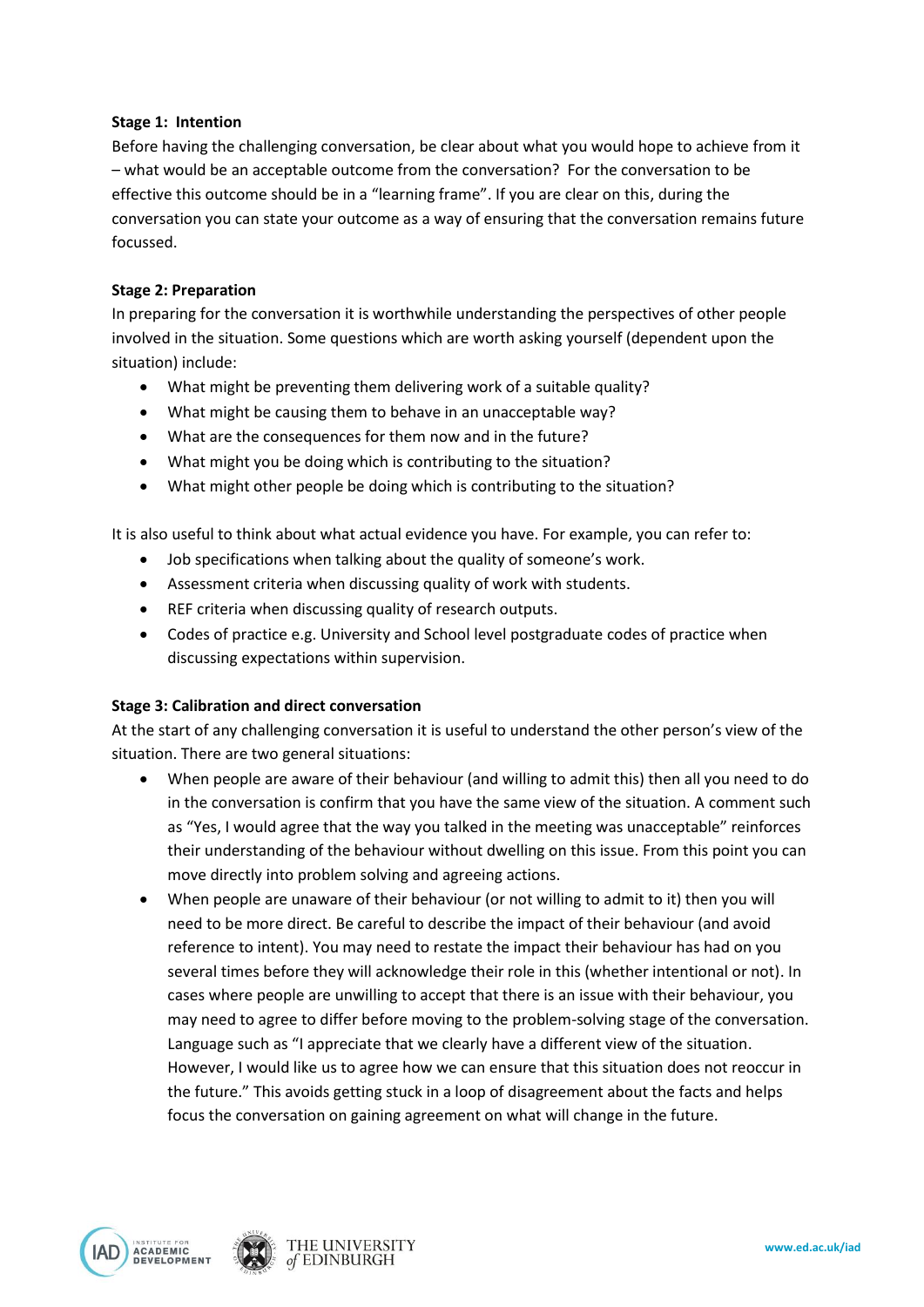**Stage 1: Intention**

Before having the challenging conversation, be clear about what you would hope to achieve from it – what would be an acceptable outcome from the conversation? For the conversation to be effective this outcome should be in a "learning frame". If you are clear on this, during the conversation you can state your outcome as a way of ensuring that the conversation remains future focussed.

**Stage 2: Preparation**

In preparing for the conversation it is worthwhile understanding the perspectives of other people involved in the situation. Some questions which are worth asking yourself (dependent upon the situation) include:

- What might be preventing them delivering work of a suitable quality?
- What might be causing them to behave in an unacceptable way?
- What are the consequences for them now and in the future?
- What might you be doing which is contributing to the situation?
- What might other people be doing which is contributing to the situation?

It is also useful to think about what actual evidence you have. For example, you can refer to:

- Job specifications when talking about the quality of someone's work.
- Assessment criteria when discussing quality of work with students.
- REF criteria when discussing quality of research outputs.
- Codes of practice e.g. University and School level postgraduate codes of practice when discussing expectations within supervision.

**Stage 3: Calibration and direct conversation**

At the start of any challenging conversation it is useful to understand the other person's view of the situation. There are two general situations:

- When people are aware of their behaviour (and willing to admit this) then all you need to do in the conversation is confirm that you have the same view of the situation. A comment such as "Yes, I would agree that the way you talked in the meeting was unacceptable" reinforces their understanding of the behaviour without dwelling on this issue. From this point you can move directly into problem solving and agreeing actions.
- When people are unaware of their behaviour (or not willing to admit to it) then you will need to be more direct. Be careful to describe the impact of their behaviour (and avoid reference to intent). You may need to restate the impact their behaviour has had on you several times before they will acknowledge their role in this (whether intentional or not). In cases where people are unwilling to accept that there is an issue with their behaviour, you may need to agree to differ before moving to the problem-solving stage of the conversation. Language such as "I appreciate that we clearly have a different view of the situation. However, I would like us to agree how we can ensure that this situation does not reoccur in the future." This avoids getting stuck in a loop of disagreement about the facts and helps focus the conversation on gaining agreement on what will change in the future.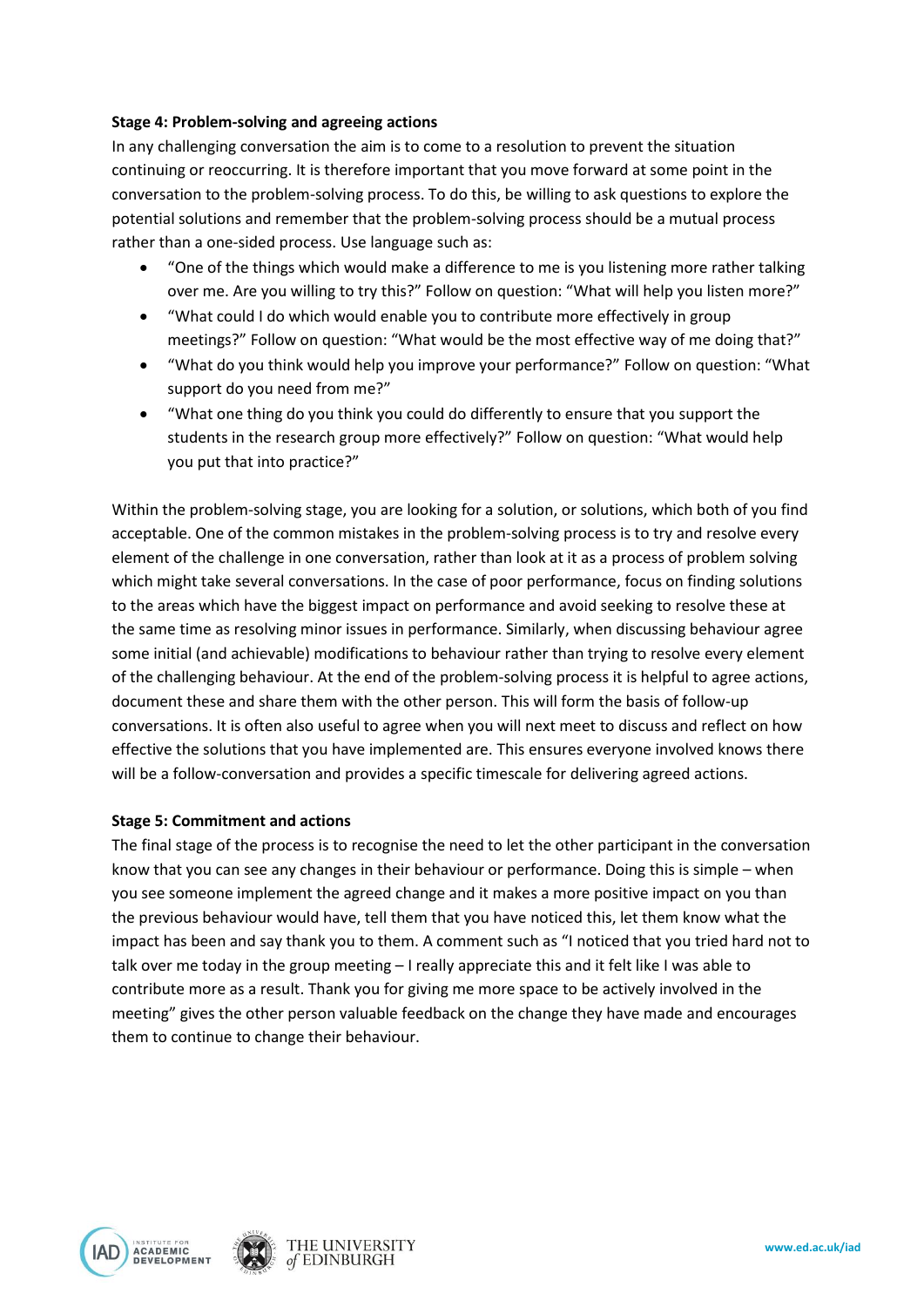**Stage 4: Problem-solving and agreeing actions**

In any challenging conversation the aim is to come to a resolution to prevent the situation continuing or reoccurring. It is therefore important that you move forward at some point in the conversation to the problem-solving process. To do this, be willing to ask questions to explore the potential solutions and remember that the problem-solving process should be a mutual process rather than a one-sided process. Use language such as:

- "One of the things which would make a difference to me is you listening more rather talking over me. Are you willing to try this?" Follow on question: "What will help you listen more?"
- "What could I do which would enable you to contribute more effectively in group meetings?" Follow on question: "What would be the most effective way of me doing that?"
- "What do you think would help you improve your performance?" Follow on question: "What support do you need from me?"
- "What one thing do you think you could do differently to ensure that you support the students in the research group more effectively?" Follow on question: "What would help you put that into practice?"

Within the problem-solving stage, you are looking for a solution, or solutions, which both of you find acceptable. One of the common mistakes in the problem-solving process is to try and resolve every element of the challenge in one conversation, rather than look at it as a process of problem solving which might take several conversations. In the case of poor performance, focus on finding solutions to the areas which have the biggest impact on performance and avoid seeking to resolve these at the same time as resolving minor issues in performance. Similarly, when discussing behaviour agree some initial (and achievable) modifications to behaviour rather than trying to resolve every element of the challenging behaviour. At the end of the problem-solving process it is helpful to agree actions, document these and share them with the other person. This will form the basis of follow-up conversations. It is often also useful to agree when you will next meet to discuss and reflect on how effective the solutions that you have implemented are. This ensures everyone involved knows there will be a follow-conversation and provides a specific timescale for delivering agreed actions.

**Stage 5: Commitment and actions**

The final stage of the process is to recognise the need to let the other participant in the conversation know that you can see any changes in their behaviour or performance. Doing this is simple – when you see someone implement the agreed change and it makes a more positive impact on you than the previous behaviour would have, tell them that you have noticed this, let them know what the impact has been and say thank you to them. A comment such as "I noticed that you tried hard not to talk over me today in the group meeting – I really appreciate this and it felt like I was able to contribute more as a result. Thank you for giving me more space to be actively involved in the meeting" gives the other person valuable feedback on the change they have made and encourages them to continue to change their behaviour.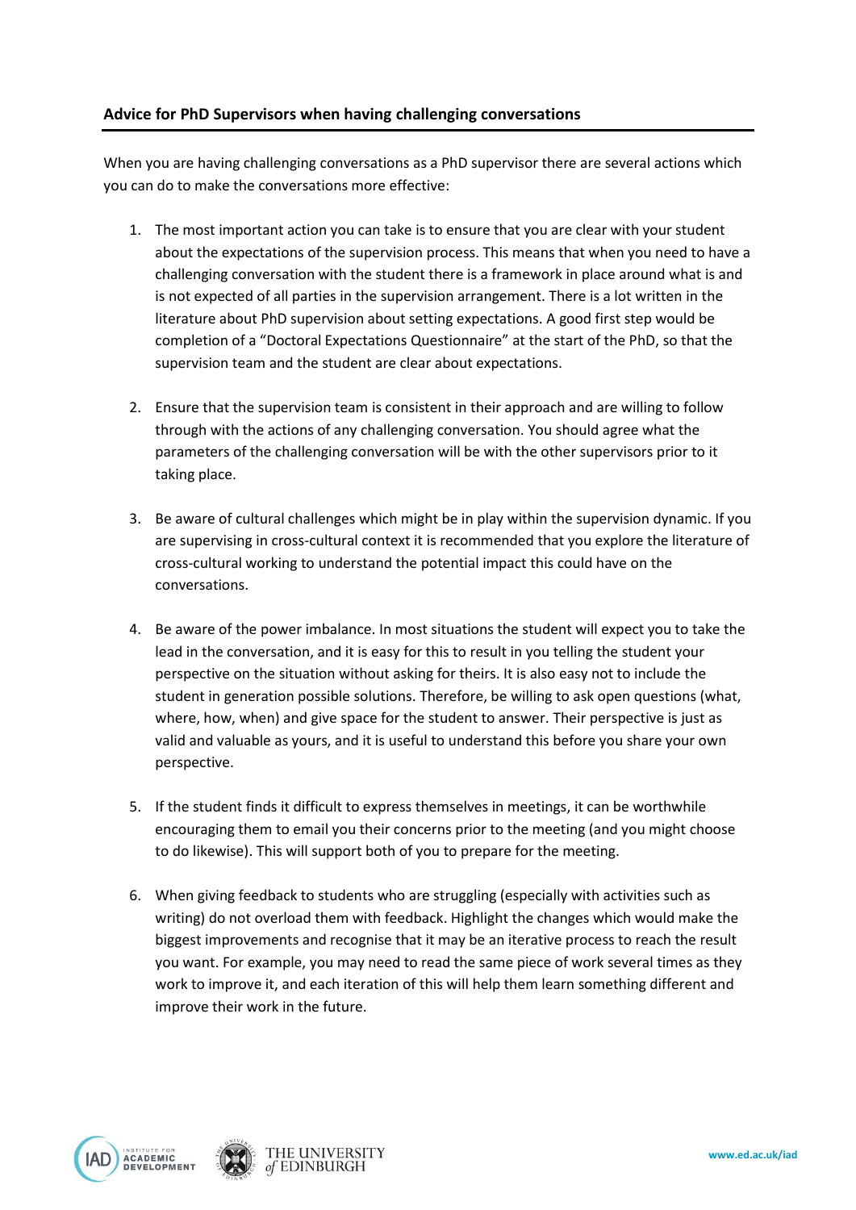**Advice for PhD Supervisors when having challenging conversations**

When you are having challenging conversations as a PhD supervisor there are several actions which you can do to make the conversations more effective:

1. The most important action you can take is to ensure that you are clear with your student about the expectations of the supervision process. This means that when you need to have a challenging conversation with the student there is a framework in place around what is and is not expected of all parties in the supervision arrangement. There is a lot written in the literature about PhD supervision about setting expectations. A good first step would be completion of a "Doctoral Expectations Questionnaire" at the start of the PhD, so that the supervision team and the student are clear about expectations.

2. Ensure that the supervision team is consistent in their approach and are willing to follow through with the actions of any challenging conversation. You should agree what the parameters of the challenging conversation will be with the other supervisors prior to it taking place.

3. Be aware of cultural challenges which might be in play within the supervision dynamic. If you are supervising in cross-cultural context it is recommended that you explore the literature of cross-cultural working to understand the potential impact this could have on the conversations.

4. Be aware of the power imbalance. In most situations the student will expect you to take the lead in the conversation, and it is easy for this to result in you telling the student your perspective on the situation without asking for theirs. It is also easy not to include the student in generation possible solutions. Therefore, be willing to ask open questions (what, where, how, when) and give space for the student to answer. Their perspective is just as valid and valuable as yours, and it is useful to understand this before you share your own perspective.

5. If the student finds it difficult to express themselves in meetings, it can be worthwhile encouraging them to email you their concerns prior to the meeting (and you might choose to do likewise). This will support both of you to prepare for the meeting.

6. When giving feedback to students who are struggling (especially with activities such as writing) do not overload them with feedback. Highlight the changes which would make the biggest improvements and recognise that it may be an iterative process to reach the result you want. For example, you may need to read the same piece of work several times as they work to improve it, and each iteration of this will help them learn something different and improve their work in the future.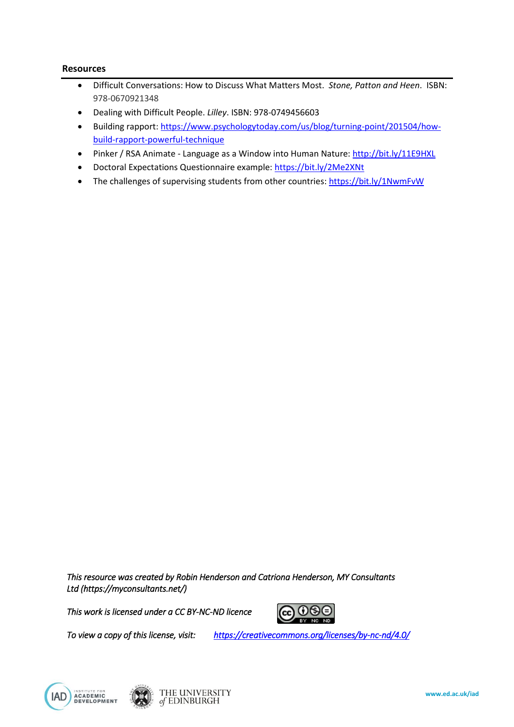**Resources**

- Difficult Conversations: How to Discuss What Matters Most. *Stone, Patton and Heen*. ISBN: 978-0670921348
- Dealing with Difficult People. *Lilley*. ISBN: 978-0749456603
- Building rapport: https://www.psychologytoday.com/us/blog/turning-point/201504/how-build-rapport-powerful-technique
- Pinker / RSA Animate - Language as a Window into Human Nature: http://bit.ly/11E9HXL
- Doctoral Expectations Questionnaire example: https://bit.ly/2Me2XNt
- The challenges of supervising students from other countries: https://bit.ly/1NwmFvW

*This resource was created by Robin Henderson and Catriona Henderson, MY Consultants Ltd (https://myconsultants.net/)*

*This work is licensed under a CC BY-NC-ND licence*

*To view a copy of this license, visit:* *https://creativecommons.org/licenses/by-nc-nd/4.0/*

www.ed.ac.uk/iad